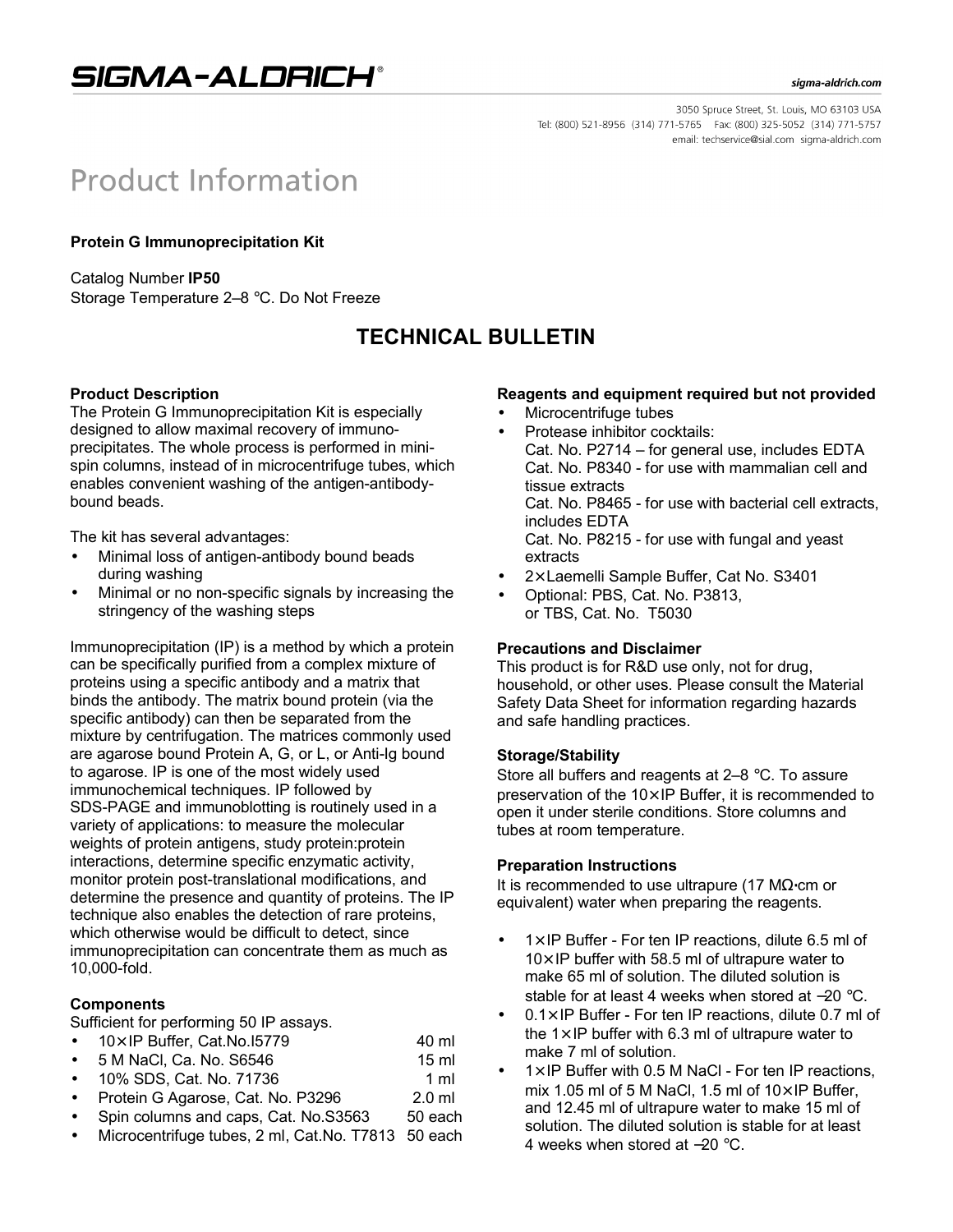# SIGMA-ALDRICH

sigma-aldrich.com

3050 Spruce Street, St. Louis, MO 63103 USA
Tel: (800) 521-8956 (314) 771-5765 Fax: (800) 325-5052 (314) 771-5757
email: techservice@sial.com sigma-aldrich.com

# Product Information

**Protein G Immunoprecipitation Kit**

Catalog Number **IP50**
Storage Temperature 2–8 °C. Do Not Freeze

## TECHNICAL BULLETIN

### Product Description

The Protein G Immunoprecipitation Kit is especially designed to allow maximal recovery of immuno-precipitates. The whole process is performed in mini-spin columns, instead of in microcentrifuge tubes, which enables convenient washing of the antigen-antibody-bound beads.

The kit has several advantages:

- Minimal loss of antigen-antibody bound beads during washing
- Minimal or no non-specific signals by increasing the stringency of the washing steps

Immunoprecipitation (IP) is a method by which a protein can be specifically purified from a complex mixture of proteins using a specific antibody and a matrix that binds the antibody. The matrix bound protein (via the specific antibody) can then be separated from the mixture by centrifugation. The matrices commonly used are agarose bound Protein A, G, or L, or Anti-Ig bound to agarose. IP is one of the most widely used immunochemical techniques. IP followed by SDS-PAGE and immunoblotting is routinely used in a variety of applications: to measure the molecular weights of protein antigens, study protein:protein interactions, determine specific enzymatic activity, monitor protein post-translational modifications, and determine the presence and quantity of proteins. The IP technique also enables the detection of rare proteins, which otherwise would be difficult to detect, since immunoprecipitation can concentrate them as much as 10,000-fold.

### Components

Sufficient for performing 50 IP assays.

- 10×IP Buffer, Cat.No.I5779 — 40 ml
- 5 M NaCl, Ca. No. S6546 — 15 ml
- 10% SDS, Cat. No. 71736 — 1 ml
- Protein G Agarose, Cat. No. P3296 — 2.0 ml
- Spin columns and caps, Cat. No.S3563 — 50 each
- Microcentrifuge tubes, 2 ml, Cat.No. T7813 — 50 each

### Reagents and equipment required but not provided

- Microcentrifuge tubes
- Protease inhibitor cocktails:
  Cat. No. P2714 – for general use, includes EDTA
  Cat. No. P8340 - for use with mammalian cell and tissue extracts
  Cat. No. P8465 - for use with bacterial cell extracts, includes EDTA
  Cat. No. P8215 - for use with fungal and yeast extracts
- 2×Laemelli Sample Buffer, Cat No. S3401
- Optional: PBS, Cat. No. P3813, or TBS, Cat. No. T5030

### Precautions and Disclaimer

This product is for R&D use only, not for drug, household, or other uses. Please consult the Material Safety Data Sheet for information regarding hazards and safe handling practices.

### Storage/Stability

Store all buffers and reagents at 2–8 °C. To assure preservation of the 10×IP Buffer, it is recommended to open it under sterile conditions. Store columns and tubes at room temperature.

### Preparation Instructions

It is recommended to use ultrapure (17 MΩ•cm or equivalent) water when preparing the reagents.

- 1×IP Buffer - For ten IP reactions, dilute 6.5 ml of 10×IP buffer with 58.5 ml of ultrapure water to make 65 ml of solution. The diluted solution is stable for at least 4 weeks when stored at –20 °C.
- 0.1×IP Buffer - For ten IP reactions, dilute 0.7 ml of the 1×IP buffer with 6.3 ml of ultrapure water to make 7 ml of solution.
- 1×IP Buffer with 0.5 M NaCl - For ten IP reactions, mix 1.05 ml of 5 M NaCl, 1.5 ml of 10×IP Buffer, and 12.45 ml of ultrapure water to make 15 ml of solution. The diluted solution is stable for at least 4 weeks when stored at –20 °C.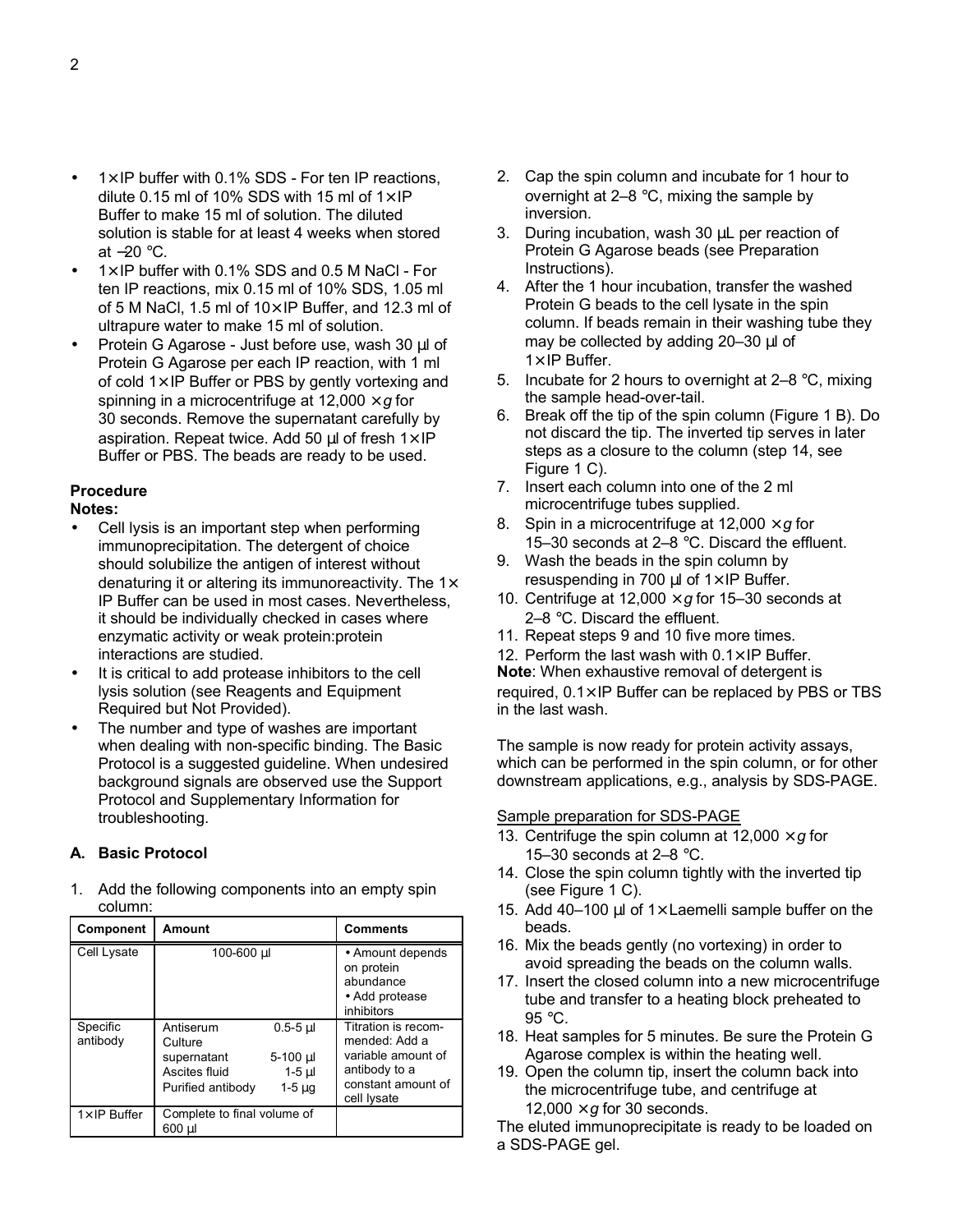- 1× IP buffer with 0.1% SDS - For ten IP reactions, dilute 0.15 ml of 10% SDS with 15 ml of 1× IP Buffer to make 15 ml of solution. The diluted solution is stable for at least 4 weeks when stored at –20 °C.
- 1× IP buffer with 0.1% SDS and 0.5 M NaCl - For ten IP reactions, mix 0.15 ml of 10% SDS, 1.05 ml of 5 M NaCl, 1.5 ml of 10× IP Buffer, and 12.3 ml of ultrapure water to make 15 ml of solution.
- Protein G Agarose - Just before use, wash 30 µl of Protein G Agarose per each IP reaction, with 1 ml of cold 1× IP Buffer or PBS by gently vortexing and spinning in a microcentrifuge at 12,000 × *g* for 30 seconds. Remove the supernatant carefully by aspiration. Repeat twice. Add 50 µl of fresh 1× IP Buffer or PBS. The beads are ready to be used.

**Procedure**

**Notes:**

- Cell lysis is an important step when performing immunoprecipitation. The detergent of choice should solubilize the antigen of interest without denaturing it or altering its immunoreactivity. The 1× IP Buffer can be used in most cases. Nevertheless, it should be individually checked in cases where enzymatic activity or weak protein:protein interactions are studied.
- It is critical to add protease inhibitors to the cell lysis solution (see Reagents and Equipment Required but Not Provided).
- The number and type of washes are important when dealing with non-specific binding. The Basic Protocol is a suggested guideline. When undesired background signals are observed use the Support Protocol and Supplementary Information for troubleshooting.

### A. Basic Protocol

1. Add the following components into an empty spin column:

| Component | Amount | Comments |
|---|---|---|
| Cell Lysate | 100-600 µl | • Amount depends on protein abundance • Add protease inhibitors |
| Specific antibody | Antiserum 0.5-5 µl; Culture supernatant 5-100 µl; Ascites fluid 1-5 µl; Purified antibody 1-5 µg | Titration is recommended: Add a variable amount of antibody to a constant amount of cell lysate |
| 1× IP Buffer | Complete to final volume of 600 µl | |

2. Cap the spin column and incubate for 1 hour to overnight at 2–8 °C, mixing the sample by inversion.
3. During incubation, wash 30 µL per reaction of Protein G Agarose beads (see Preparation Instructions).
4. After the 1 hour incubation, transfer the washed Protein G beads to the cell lysate in the spin column. If beads remain in their washing tube they may be collected by adding 20–30 µl of 1× IP Buffer.
5. Incubate for 2 hours to overnight at 2–8 °C, mixing the sample head-over-tail.
6. Break off the tip of the spin column (Figure 1 B). Do not discard the tip. The inverted tip serves in later steps as a closure to the column (step 14, see Figure 1 C).
7. Insert each column into one of the 2 ml microcentrifuge tubes supplied.
8. Spin in a microcentrifuge at 12,000 × *g* for 15–30 seconds at 2–8 °C. Discard the effluent.
9. Wash the beads in the spin column by resuspending in 700 µl of 1× IP Buffer.
10. Centrifuge at 12,000 × *g* for 15–30 seconds at 2–8 °C. Discard the effluent.
11. Repeat steps 9 and 10 five more times.
12. Perform the last wash with 0.1× IP Buffer.

**Note**: When exhaustive removal of detergent is required, 0.1× IP Buffer can be replaced by PBS or TBS in the last wash.

The sample is now ready for protein activity assays, which can be performed in the spin column, or for other downstream applications, e.g., analysis by SDS-PAGE.

Sample preparation for SDS-PAGE

13. Centrifuge the spin column at 12,000 × *g* for 15–30 seconds at 2–8 °C.
14. Close the spin column tightly with the inverted tip (see Figure 1 C).
15. Add 40–100 µl of 1× Laemelli sample buffer on the beads.
16. Mix the beads gently (no vortexing) in order to avoid spreading the beads on the column walls.
17. Insert the closed column into a new microcentrifuge tube and transfer to a heating block preheated to 95 °C.
18. Heat samples for 5 minutes. Be sure the Protein G Agarose complex is within the heating well.
19. Open the column tip, insert the column back into the microcentrifuge tube, and centrifuge at 12,000 × *g* for 30 seconds.

The eluted immunoprecipitate is ready to be loaded on a SDS-PAGE gel.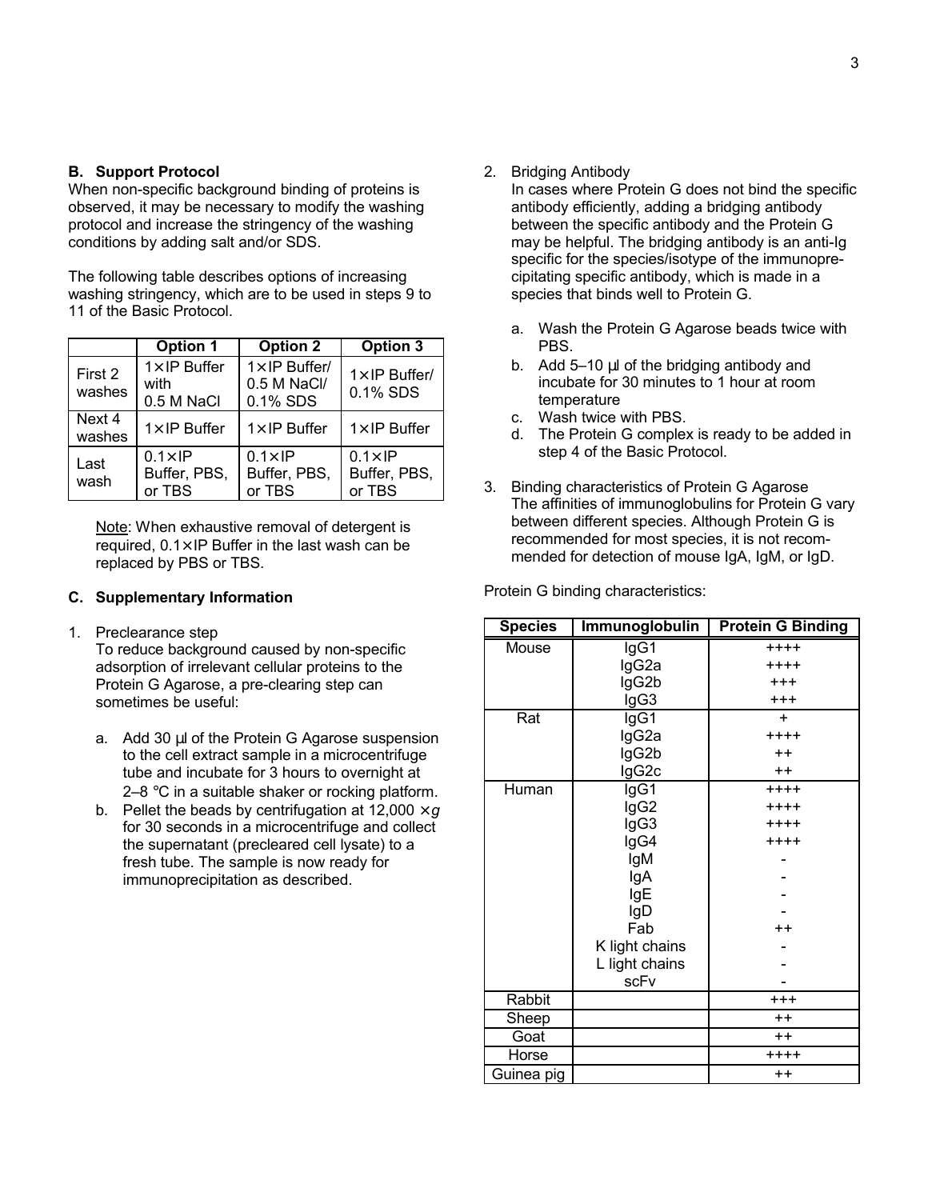### B. Support Protocol

When non-specific background binding of proteins is observed, it may be necessary to modify the washing protocol and increase the stringency of the washing conditions by adding salt and/or SDS.

The following table describes options of increasing washing stringency, which are to be used in steps 9 to 11 of the Basic Protocol.

| | Option 1 | Option 2 | Option 3 |
|---|---|---|---|
| First 2 washes | 1×IP Buffer with 0.5 M NaCl | 1×IP Buffer/ 0.5 M NaCl/ 0.1% SDS | 1×IP Buffer/ 0.1% SDS |
| Next 4 washes | 1×IP Buffer | 1×IP Buffer | 1×IP Buffer |
| Last wash | 0.1×IP Buffer, PBS, or TBS | 0.1×IP Buffer, PBS, or TBS | 0.1×IP Buffer, PBS, or TBS |

Note: When exhaustive removal of detergent is required, 0.1×IP Buffer in the last wash can be replaced by PBS or TBS.

### C. Supplementary Information

1. Preclearance step
   To reduce background caused by non-specific adsorption of irrelevant cellular proteins to the Protein G Agarose, a pre-clearing step can sometimes be useful:

   a. Add 30 µl of the Protein G Agarose suspension to the cell extract sample in a microcentrifuge tube and incubate for 3 hours to overnight at 2–8 °C in a suitable shaker or rocking platform.
   b. Pellet the beads by centrifugation at 12,000 ×*g* for 30 seconds in a microcentrifuge and collect the supernatant (precleared cell lysate) to a fresh tube. The sample is now ready for immunoprecipitation as described.

2. Bridging Antibody
   In cases where Protein G does not bind the specific antibody efficiently, adding a bridging antibody between the specific antibody and the Protein G may be helpful. The bridging antibody is an anti-Ig specific for the species/isotype of the immunoprecipitating specific antibody, which is made in a species that binds well to Protein G.

   a. Wash the Protein G Agarose beads twice with PBS.
   b. Add 5–10 µl of the bridging antibody and incubate for 30 minutes to 1 hour at room temperature
   c. Wash twice with PBS.
   d. The Protein G complex is ready to be added in step 4 of the Basic Protocol.

3. Binding characteristics of Protein G Agarose
   The affinities of immunoglobulins for Protein G vary between different species. Although Protein G is recommended for most species, it is not recommended for detection of mouse IgA, IgM, or IgD.

Protein G binding characteristics:

| Species | Immunoglobulin | Protein G Binding |
|---|---|---|
| Mouse | IgG1 | ++++ |
| | IgG2a | ++++ |
| | IgG2b | +++ |
| | IgG3 | +++ |
| Rat | IgG1 | + |
| | IgG2a | ++++ |
| | IgG2b | ++ |
| | IgG2c | ++ |
| Human | IgG1 | ++++ |
| | IgG2 | ++++ |
| | IgG3 | ++++ |
| | IgG4 | ++++ |
| | IgM | - |
| | IgA | - |
| | IgE | - |
| | IgD | - |
| | Fab | ++ |
| | K light chains | - |
| | L light chains | - |
| | scFv | - |
| Rabbit | | +++ |
| Sheep | | ++ |
| Goat | | ++ |
| Horse | | ++++ |
| Guinea pig | | ++ |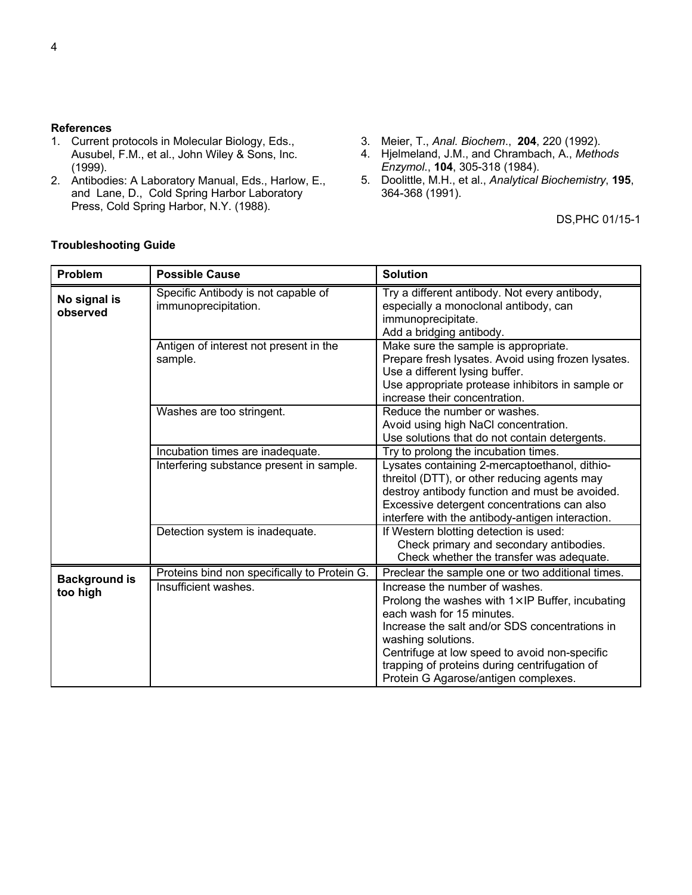**References**

1. Current protocols in Molecular Biology, Eds., Ausubel, F.M., et al., John Wiley & Sons, Inc. (1999).
2. Antibodies: A Laboratory Manual, Eds., Harlow, E., and Lane, D., Cold Spring Harbor Laboratory Press, Cold Spring Harbor, N.Y. (1988).
3. Meier, T., *Anal. Biochem*., **204**, 220 (1992).
4. Hjelmeland, J.M., and Chrambach, A., *Methods Enzymol*., **104**, 305-318 (1984).
5. Doolittle, M.H., et al., *Analytical Biochemistry*, **195**, 364-368 (1991).

DS,PHC 01/15-1

**Troubleshooting Guide**

| Problem | Possible Cause | Solution |
|---|---|---|
| **No signal is observed** | Specific Antibody is not capable of immunoprecipitation. | Try a different antibody. Not every antibody, especially a monoclonal antibody, can immunoprecipitate.<br>Add a bridging antibody. |
| | Antigen of interest not present in the sample. | Make sure the sample is appropriate.<br>Prepare fresh lysates. Avoid using frozen lysates.<br>Use a different lysing buffer.<br>Use appropriate protease inhibitors in sample or increase their concentration. |
| | Washes are too stringent. | Reduce the number or washes.<br>Avoid using high NaCl concentration.<br>Use solutions that do not contain detergents. |
| | Incubation times are inadequate. | Try to prolong the incubation times. |
| | Interfering substance present in sample. | Lysates containing 2-mercaptoethanol, dithiothreitol (DTT), or other reducing agents may destroy antibody function and must be avoided.<br>Excessive detergent concentrations can also interfere with the antibody-antigen interaction. |
| | Detection system is inadequate. | If Western blotting detection is used:<br>Check primary and secondary antibodies.<br>Check whether the transfer was adequate. |
| **Background is too high** | Proteins bind non specifically to Protein G. | Preclear the sample one or two additional times. |
| | Insufficient washes. | Increase the number of washes.<br>Prolong the washes with 1×IP Buffer, incubating each wash for 15 minutes.<br>Increase the salt and/or SDS concentrations in washing solutions.<br>Centrifuge at low speed to avoid non-specific trapping of proteins during centrifugation of Protein G Agarose/antigen complexes. |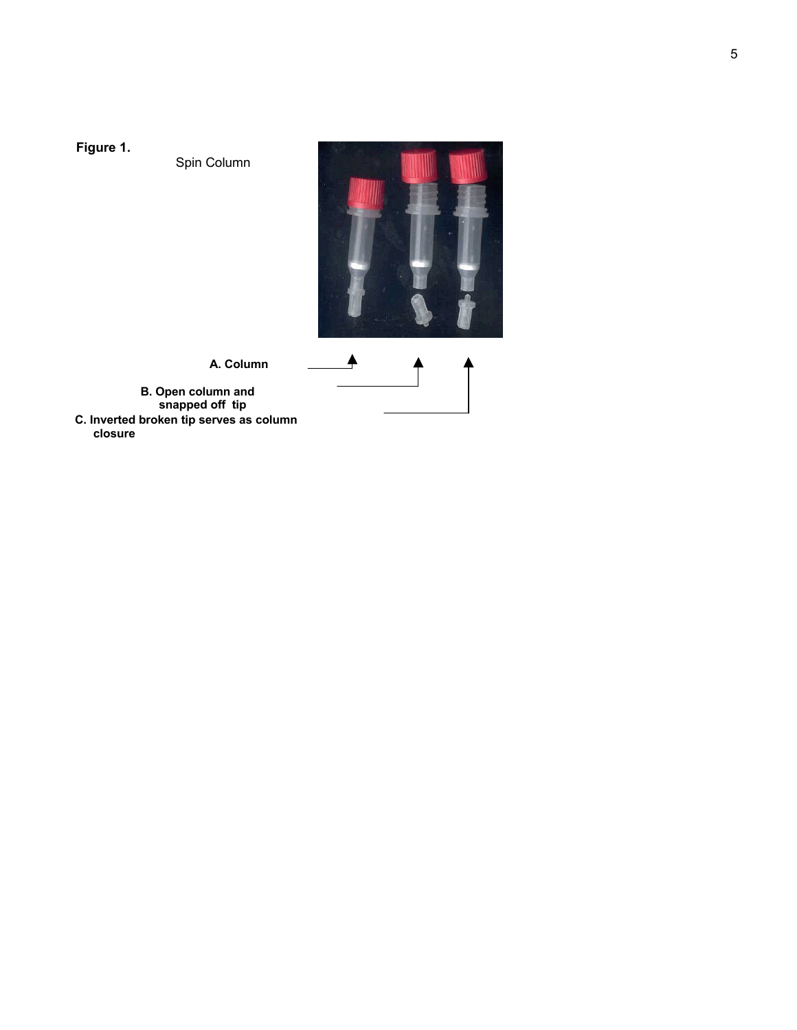**Figure 1.**

Spin Column

**A. Column**

**B. Open column and snapped off tip**

**C. Inverted broken tip serves as column closure**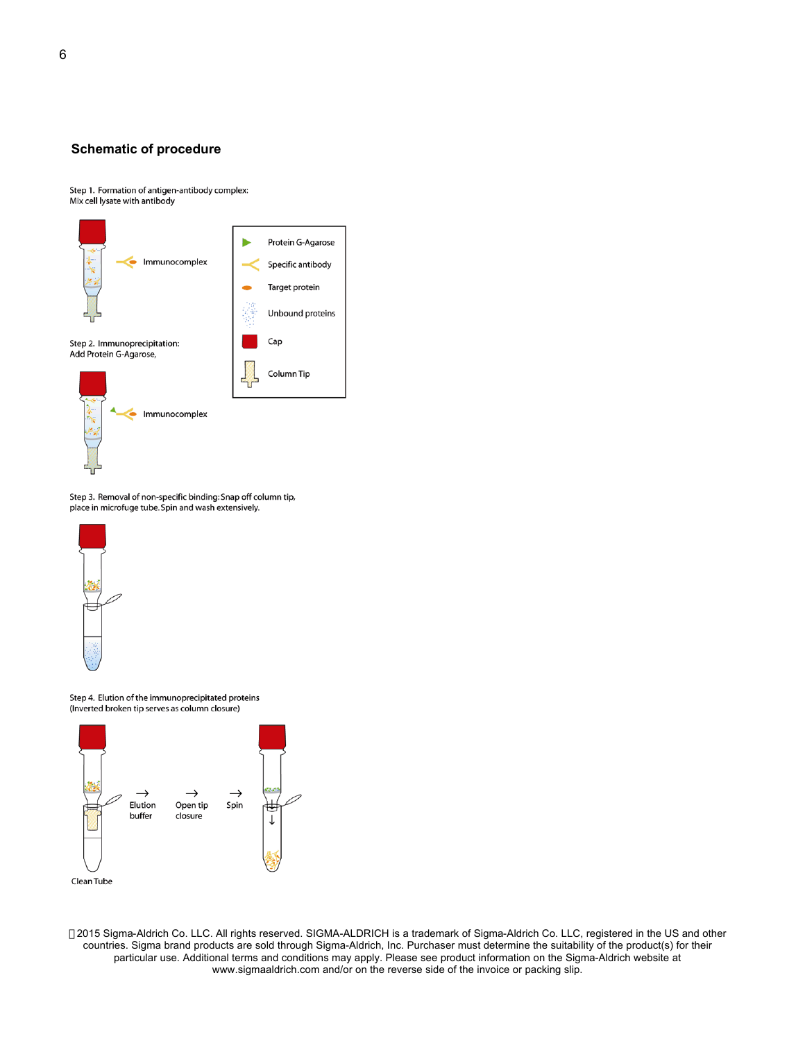## Schematic of procedure

Step 1. Formation of antigen-antibody complex:
Mix cell lysate with antibody

Immunocomplex

Protein G-Agarose

Specific antibody

Target protein

Unbound proteins

Cap

Column Tip

Step 2. Immunoprecipitation:
Add Protein G-Agarose,

Immunocomplex

Step 3. Removal of non-specific binding: Snap off column tip, place in microfuge tube. Spin and wash extensively.

Step 4. Elution of the immunoprecipitated proteins
(Inverted broken tip serves as column closure)

→ Elution buffer → Open tip closure → Spin

Clean Tube

© 2015 Sigma-Aldrich Co. LLC. All rights reserved. SIGMA-ALDRICH is a trademark of Sigma-Aldrich Co. LLC, registered in the US and other countries. Sigma brand products are sold through Sigma-Aldrich, Inc. Purchaser must determine the suitability of the product(s) for their particular use. Additional terms and conditions may apply. Please see product information on the Sigma-Aldrich website at www.sigmaaldrich.com and/or on the reverse side of the invoice or packing slip.